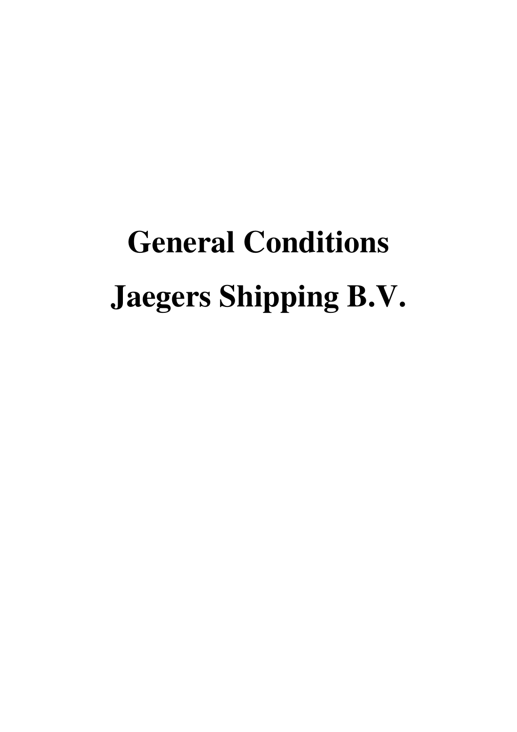# General Conditions

# Jaegers Shipping B.V.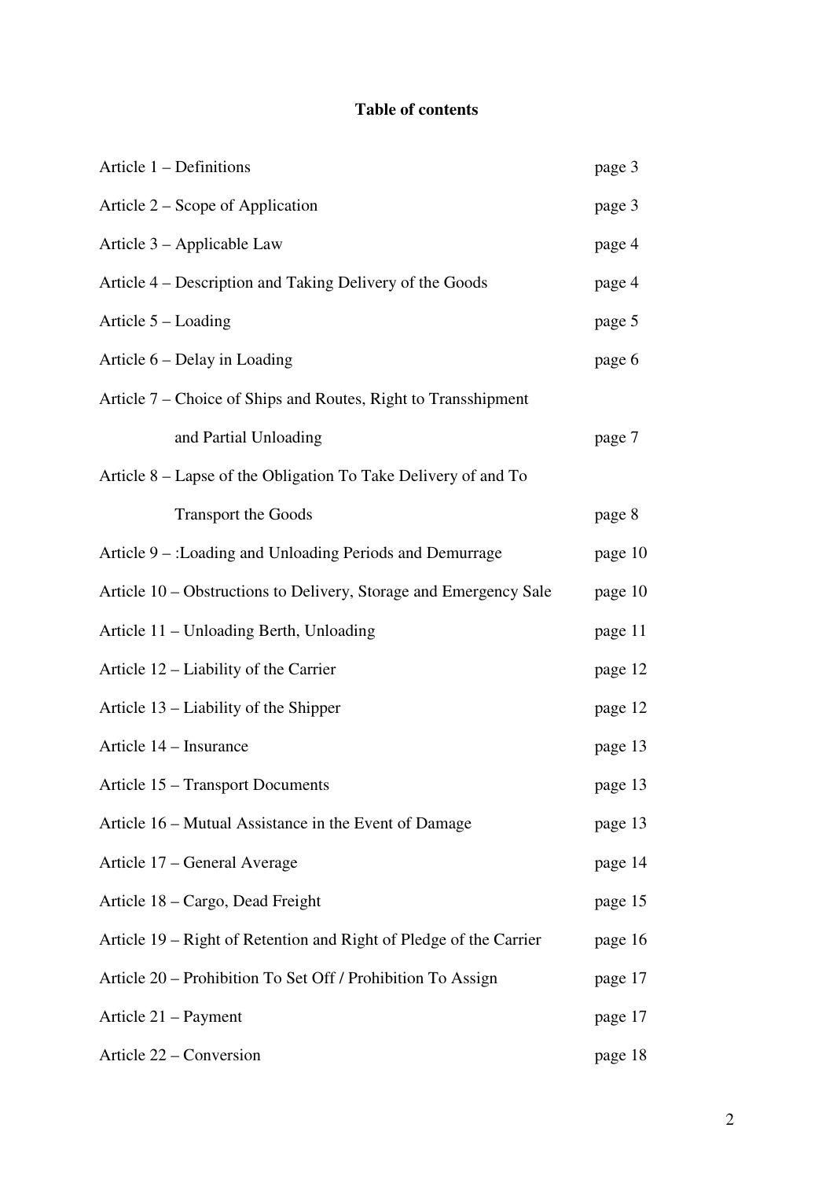**Table of contents**

| | |
|---|---|
| Article 1 – Definitions | page 3 |
| Article 2 – Scope of Application | page 3 |
| Article 3 – Applicable Law | page 4 |
| Article 4 – Description and Taking Delivery of the Goods | page 4 |
| Article 5 – Loading | page 5 |
| Article 6 – Delay in Loading | page 6 |
| Article 7 – Choice of Ships and Routes, Right to Transshipment and Partial Unloading | page 7 |
| Article 8 – Lapse of the Obligation To Take Delivery of and To Transport the Goods | page 8 |
| Article 9 – :Loading and Unloading Periods and Demurrage | page 10 |
| Article 10 – Obstructions to Delivery, Storage and Emergency Sale | page 10 |
| Article 11 – Unloading Berth, Unloading | page 11 |
| Article 12 – Liability of the Carrier | page 12 |
| Article 13 – Liability of the Shipper | page 12 |
| Article 14 – Insurance | page 13 |
| Article 15 – Transport Documents | page 13 |
| Article 16 – Mutual Assistance in the Event of Damage | page 13 |
| Article 17 – General Average | page 14 |
| Article 18 – Cargo, Dead Freight | page 15 |
| Article 19 – Right of Retention and Right of Pledge of the Carrier | page 16 |
| Article 20 – Prohibition To Set Off / Prohibition To Assign | page 17 |
| Article 21 – Payment | page 17 |
| Article 22 – Conversion | page 18 |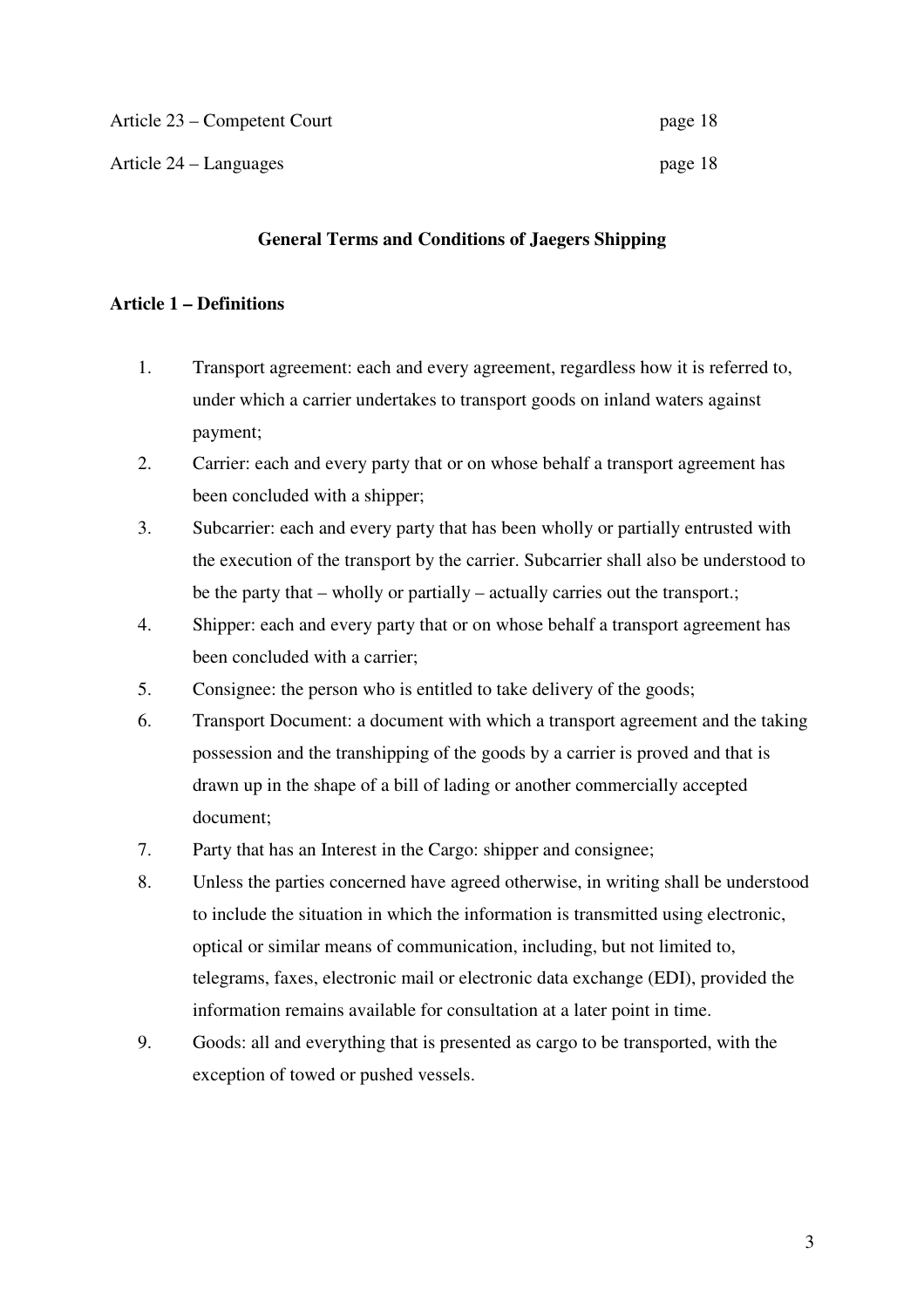| | |
|---|---|
| Article 23 – Competent Court | page 18 |
| Article 24 – Languages | page 18 |

## General Terms and Conditions of Jaegers Shipping

### Article 1 – Definitions

1. Transport agreement: each and every agreement, regardless how it is referred to, under which a carrier undertakes to transport goods on inland waters against payment;
2. Carrier: each and every party that or on whose behalf a transport agreement has been concluded with a shipper;
3. Subcarrier: each and every party that has been wholly or partially entrusted with the execution of the transport by the carrier. Subcarrier shall also be understood to be the party that – wholly or partially – actually carries out the transport.;
4. Shipper: each and every party that or on whose behalf a transport agreement has been concluded with a carrier;
5. Consignee: the person who is entitled to take delivery of the goods;
6. Transport Document: a document with which a transport agreement and the taking possession and the transhipping of the goods by a carrier is proved and that is drawn up in the shape of a bill of lading or another commercially accepted document;
7. Party that has an Interest in the Cargo: shipper and consignee;
8. Unless the parties concerned have agreed otherwise, in writing shall be understood to include the situation in which the information is transmitted using electronic, optical or similar means of communication, including, but not limited to, telegrams, faxes, electronic mail or electronic data exchange (EDI), provided the information remains available for consultation at a later point in time.
9. Goods: all and everything that is presented as cargo to be transported, with the exception of towed or pushed vessels.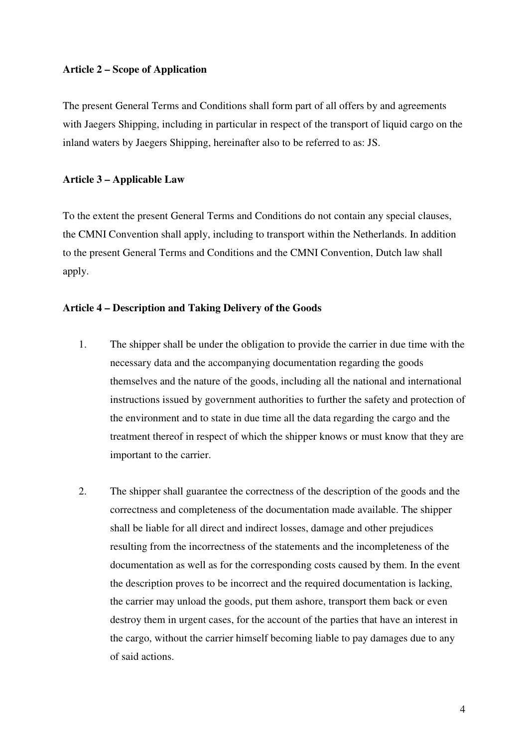**Article 2 – Scope of Application**

The present General Terms and Conditions shall form part of all offers by and agreements with Jaegers Shipping, including in particular in respect of the transport of liquid cargo on the inland waters by Jaegers Shipping, hereinafter also to be referred to as: JS.

**Article 3 – Applicable Law**

To the extent the present General Terms and Conditions do not contain any special clauses, the CMNI Convention shall apply, including to transport within the Netherlands. In addition to the present General Terms and Conditions and the CMNI Convention, Dutch law shall apply.

**Article 4 – Description and Taking Delivery of the Goods**

1. The shipper shall be under the obligation to provide the carrier in due time with the necessary data and the accompanying documentation regarding the goods themselves and the nature of the goods, including all the national and international instructions issued by government authorities to further the safety and protection of the environment and to state in due time all the data regarding the cargo and the treatment thereof in respect of which the shipper knows or must know that they are important to the carrier.

2. The shipper shall guarantee the correctness of the description of the goods and the correctness and completeness of the documentation made available. The shipper shall be liable for all direct and indirect losses, damage and other prejudices resulting from the incorrectness of the statements and the incompleteness of the documentation as well as for the corresponding costs caused by them. In the event the description proves to be incorrect and the required documentation is lacking, the carrier may unload the goods, put them ashore, transport them back or even destroy them in urgent cases, for the account of the parties that have an interest in the cargo, without the carrier himself becoming liable to pay damages due to any of said actions.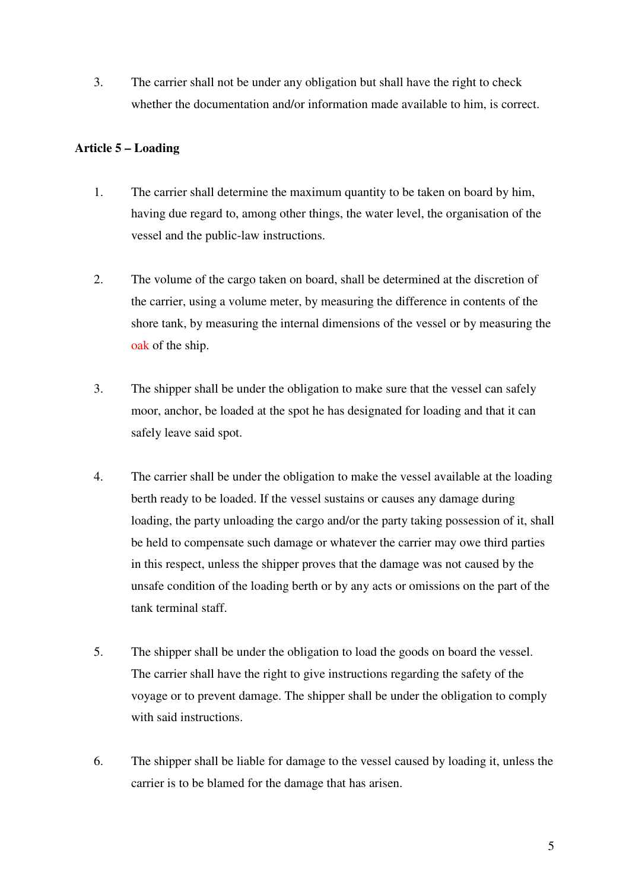3. The carrier shall not be under any obligation but shall have the right to check whether the documentation and/or information made available to him, is correct.

**Article 5 – Loading**

1. The carrier shall determine the maximum quantity to be taken on board by him, having due regard to, among other things, the water level, the organisation of the vessel and the public-law instructions.

2. The volume of the cargo taken on board, shall be determined at the discretion of the carrier, using a volume meter, by measuring the difference in contents of the shore tank, by measuring the internal dimensions of the vessel or by measuring the oak of the ship.

3. The shipper shall be under the obligation to make sure that the vessel can safely moor, anchor, be loaded at the spot he has designated for loading and that it can safely leave said spot.

4. The carrier shall be under the obligation to make the vessel available at the loading berth ready to be loaded. If the vessel sustains or causes any damage during loading, the party unloading the cargo and/or the party taking possession of it, shall be held to compensate such damage or whatever the carrier may owe third parties in this respect, unless the shipper proves that the damage was not caused by the unsafe condition of the loading berth or by any acts or omissions on the part of the tank terminal staff.

5. The shipper shall be under the obligation to load the goods on board the vessel. The carrier shall have the right to give instructions regarding the safety of the voyage or to prevent damage. The shipper shall be under the obligation to comply with said instructions.

6. The shipper shall be liable for damage to the vessel caused by loading it, unless the carrier is to be blamed for the damage that has arisen.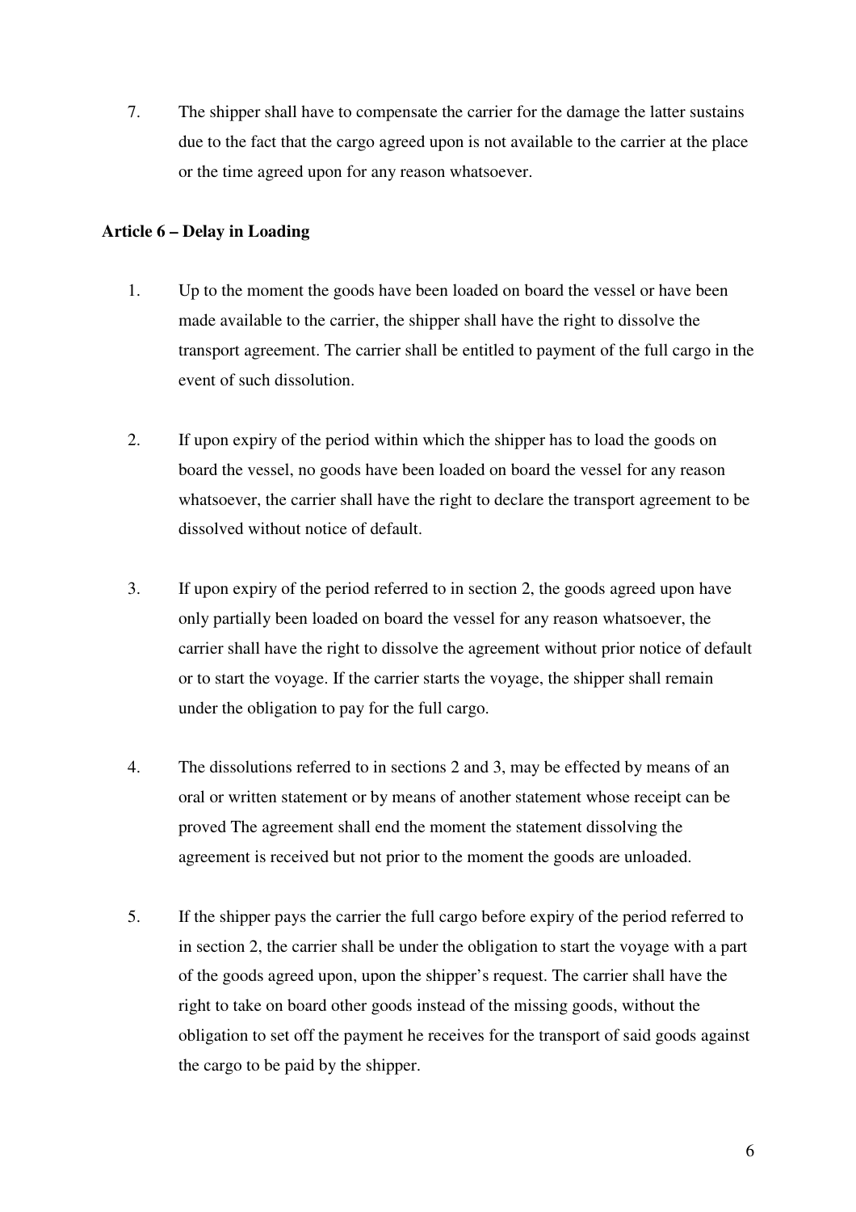7. The shipper shall have to compensate the carrier for the damage the latter sustains due to the fact that the cargo agreed upon is not available to the carrier at the place or the time agreed upon for any reason whatsoever.

**Article 6 – Delay in Loading**

1. Up to the moment the goods have been loaded on board the vessel or have been made available to the carrier, the shipper shall have the right to dissolve the transport agreement. The carrier shall be entitled to payment of the full cargo in the event of such dissolution.

2. If upon expiry of the period within which the shipper has to load the goods on board the vessel, no goods have been loaded on board the vessel for any reason whatsoever, the carrier shall have the right to declare the transport agreement to be dissolved without notice of default.

3. If upon expiry of the period referred to in section 2, the goods agreed upon have only partially been loaded on board the vessel for any reason whatsoever, the carrier shall have the right to dissolve the agreement without prior notice of default or to start the voyage. If the carrier starts the voyage, the shipper shall remain under the obligation to pay for the full cargo.

4. The dissolutions referred to in sections 2 and 3, may be effected by means of an oral or written statement or by means of another statement whose receipt can be proved The agreement shall end the moment the statement dissolving the agreement is received but not prior to the moment the goods are unloaded.

5. If the shipper pays the carrier the full cargo before expiry of the period referred to in section 2, the carrier shall be under the obligation to start the voyage with a part of the goods agreed upon, upon the shipper's request. The carrier shall have the right to take on board other goods instead of the missing goods, without the obligation to set off the payment he receives for the transport of said goods against the cargo to be paid by the shipper.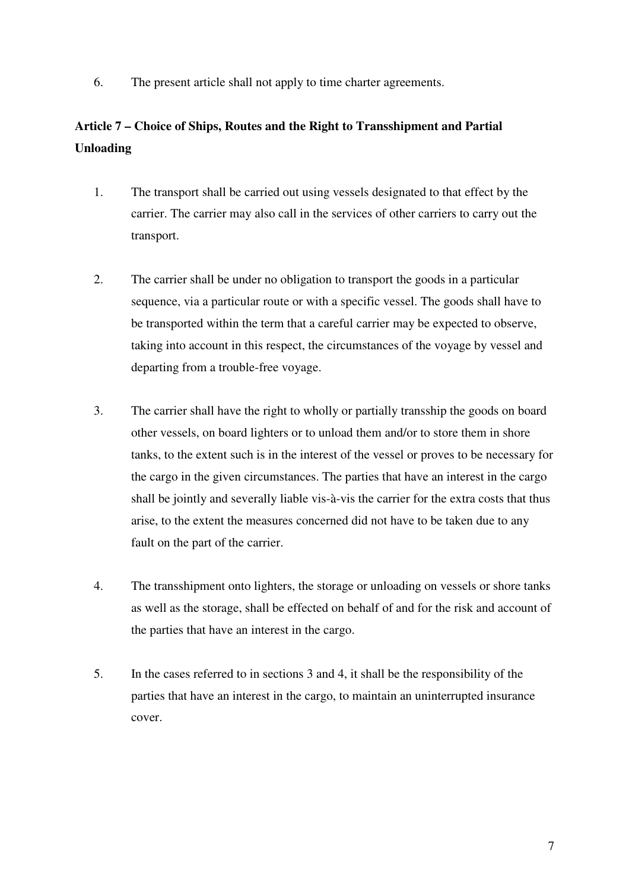6. The present article shall not apply to time charter agreements.

## Article 7 – Choice of Ships, Routes and the Right to Transshipment and Partial Unloading

1. The transport shall be carried out using vessels designated to that effect by the carrier. The carrier may also call in the services of other carriers to carry out the transport.

2. The carrier shall be under no obligation to transport the goods in a particular sequence, via a particular route or with a specific vessel. The goods shall have to be transported within the term that a careful carrier may be expected to observe, taking into account in this respect, the circumstances of the voyage by vessel and departing from a trouble-free voyage.

3. The carrier shall have the right to wholly or partially transship the goods on board other vessels, on board lighters or to unload them and/or to store them in shore tanks, to the extent such is in the interest of the vessel or proves to be necessary for the cargo in the given circumstances. The parties that have an interest in the cargo shall be jointly and severally liable vis-à-vis the carrier for the extra costs that thus arise, to the extent the measures concerned did not have to be taken due to any fault on the part of the carrier.

4. The transshipment onto lighters, the storage or unloading on vessels or shore tanks as well as the storage, shall be effected on behalf of and for the risk and account of the parties that have an interest in the cargo.

5. In the cases referred to in sections 3 and 4, it shall be the responsibility of the parties that have an interest in the cargo, to maintain an uninterrupted insurance cover.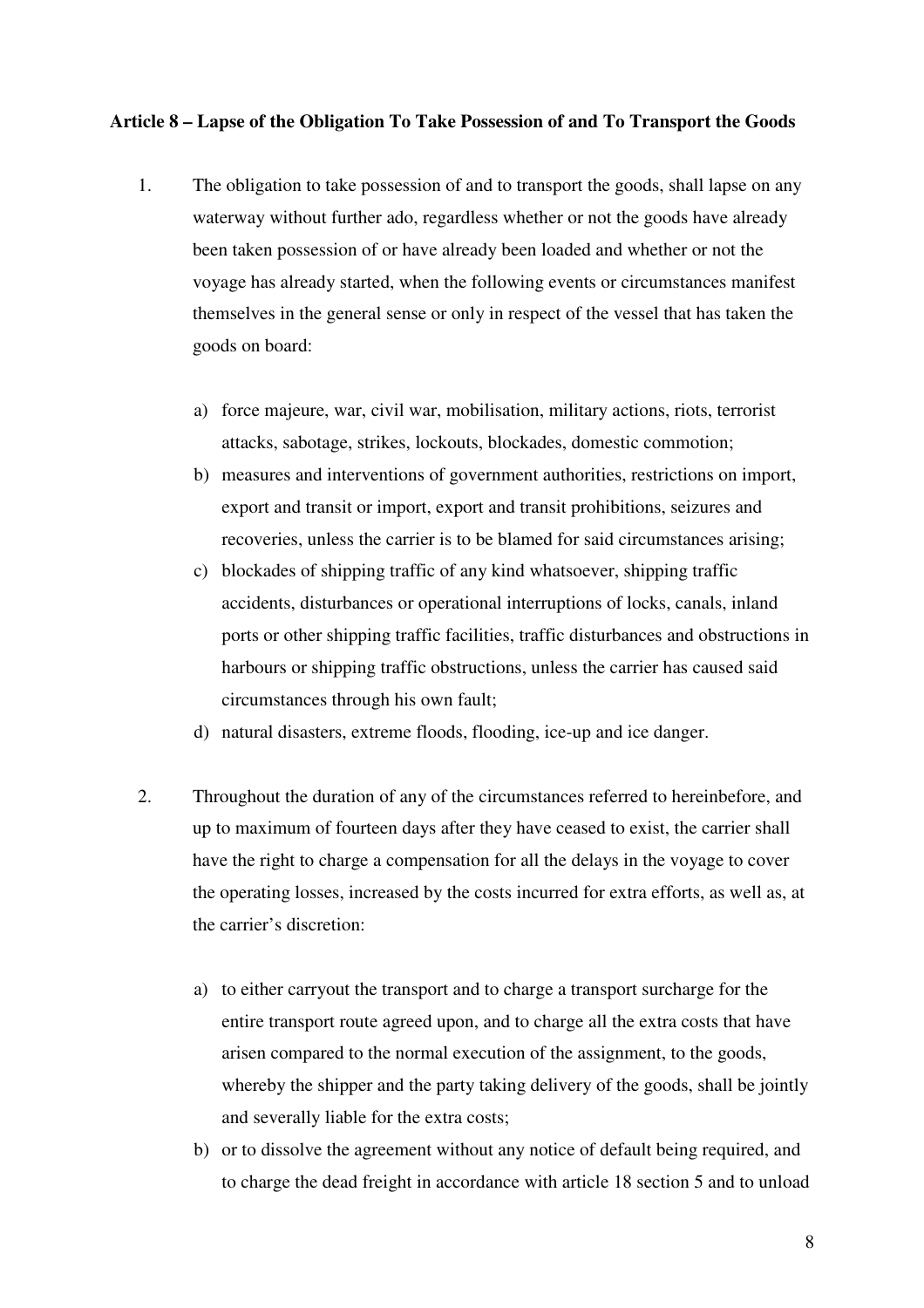**Article 8 – Lapse of the Obligation To Take Possession of and To Transport the Goods**

1. The obligation to take possession of and to transport the goods, shall lapse on any waterway without further ado, regardless whether or not the goods have already been taken possession of or have already been loaded and whether or not the voyage has already started, when the following events or circumstances manifest themselves in the general sense or only in respect of the vessel that has taken the goods on board:

   a) force majeure, war, civil war, mobilisation, military actions, riots, terrorist attacks, sabotage, strikes, lockouts, blockades, domestic commotion;
   b) measures and interventions of government authorities, restrictions on import, export and transit or import, export and transit prohibitions, seizures and recoveries, unless the carrier is to be blamed for said circumstances arising;
   c) blockades of shipping traffic of any kind whatsoever, shipping traffic accidents, disturbances or operational interruptions of locks, canals, inland ports or other shipping traffic facilities, traffic disturbances and obstructions in harbours or shipping traffic obstructions, unless the carrier has caused said circumstances through his own fault;
   d) natural disasters, extreme floods, flooding, ice-up and ice danger.

2. Throughout the duration of any of the circumstances referred to hereinbefore, and up to maximum of fourteen days after they have ceased to exist, the carrier shall have the right to charge a compensation for all the delays in the voyage to cover the operating losses, increased by the costs incurred for extra efforts, as well as, at the carrier's discretion:

   a) to either carryout the transport and to charge a transport surcharge for the entire transport route agreed upon, and to charge all the extra costs that have arisen compared to the normal execution of the assignment, to the goods, whereby the shipper and the party taking delivery of the goods, shall be jointly and severally liable for the extra costs;
   b) or to dissolve the agreement without any notice of default being required, and to charge the dead freight in accordance with article 18 section 5 and to unload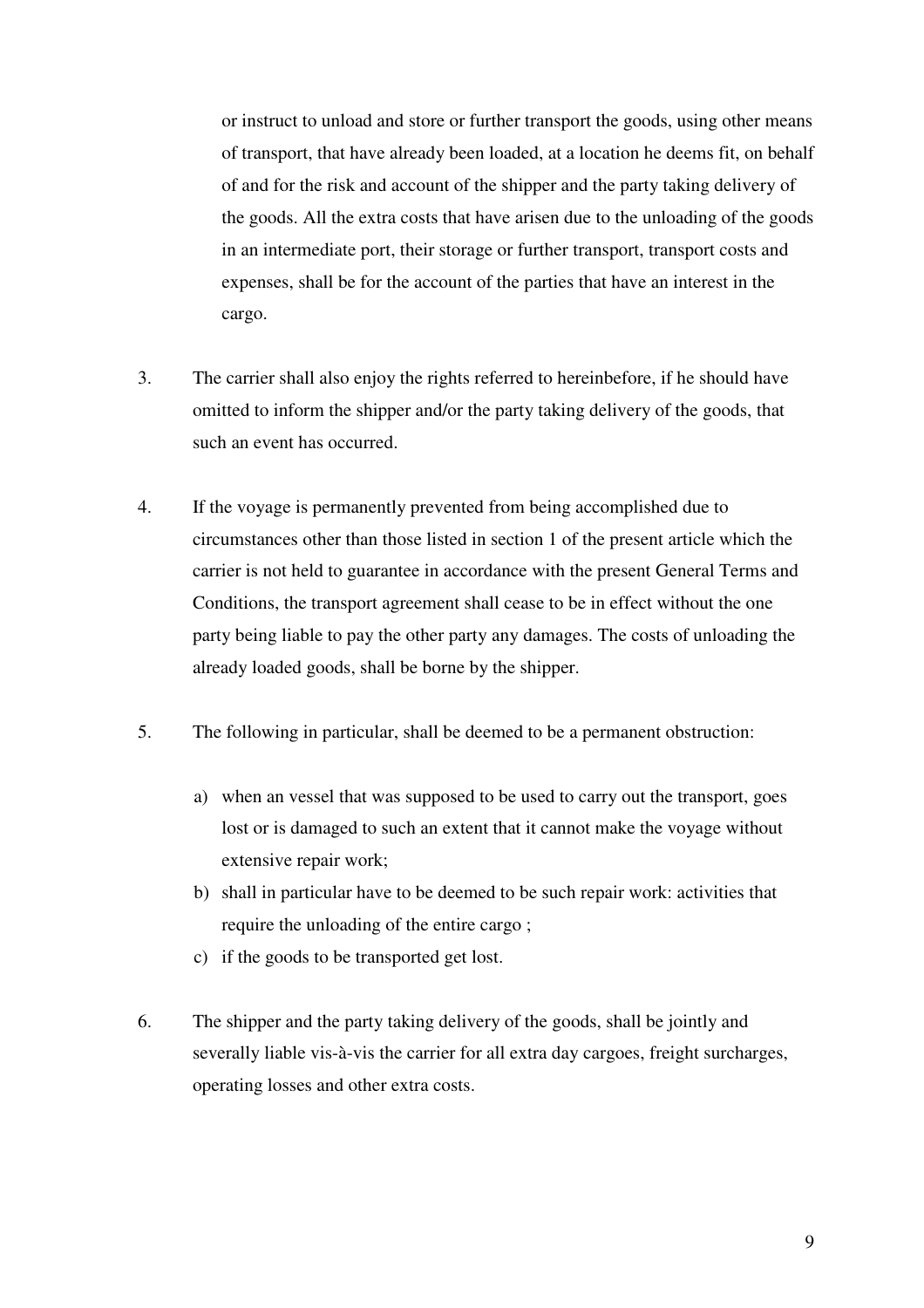or instruct to unload and store or further transport the goods, using other means of transport, that have already been loaded, at a location he deems fit, on behalf of and for the risk and account of the shipper and the party taking delivery of the goods. All the extra costs that have arisen due to the unloading of the goods in an intermediate port, their storage or further transport, transport costs and expenses, shall be for the account of the parties that have an interest in the cargo.

3. The carrier shall also enjoy the rights referred to hereinbefore, if he should have omitted to inform the shipper and/or the party taking delivery of the goods, that such an event has occurred.

4. If the voyage is permanently prevented from being accomplished due to circumstances other than those listed in section 1 of the present article which the carrier is not held to guarantee in accordance with the present General Terms and Conditions, the transport agreement shall cease to be in effect without the one party being liable to pay the other party any damages. The costs of unloading the already loaded goods, shall be borne by the shipper.

5. The following in particular, shall be deemed to be a permanent obstruction:

   a) when an vessel that was supposed to be used to carry out the transport, goes lost or is damaged to such an extent that it cannot make the voyage without extensive repair work;
   b) shall in particular have to be deemed to be such repair work: activities that require the unloading of the entire cargo ;
   c) if the goods to be transported get lost.

6. The shipper and the party taking delivery of the goods, shall be jointly and severally liable vis-à-vis the carrier for all extra day cargoes, freight surcharges, operating losses and other extra costs.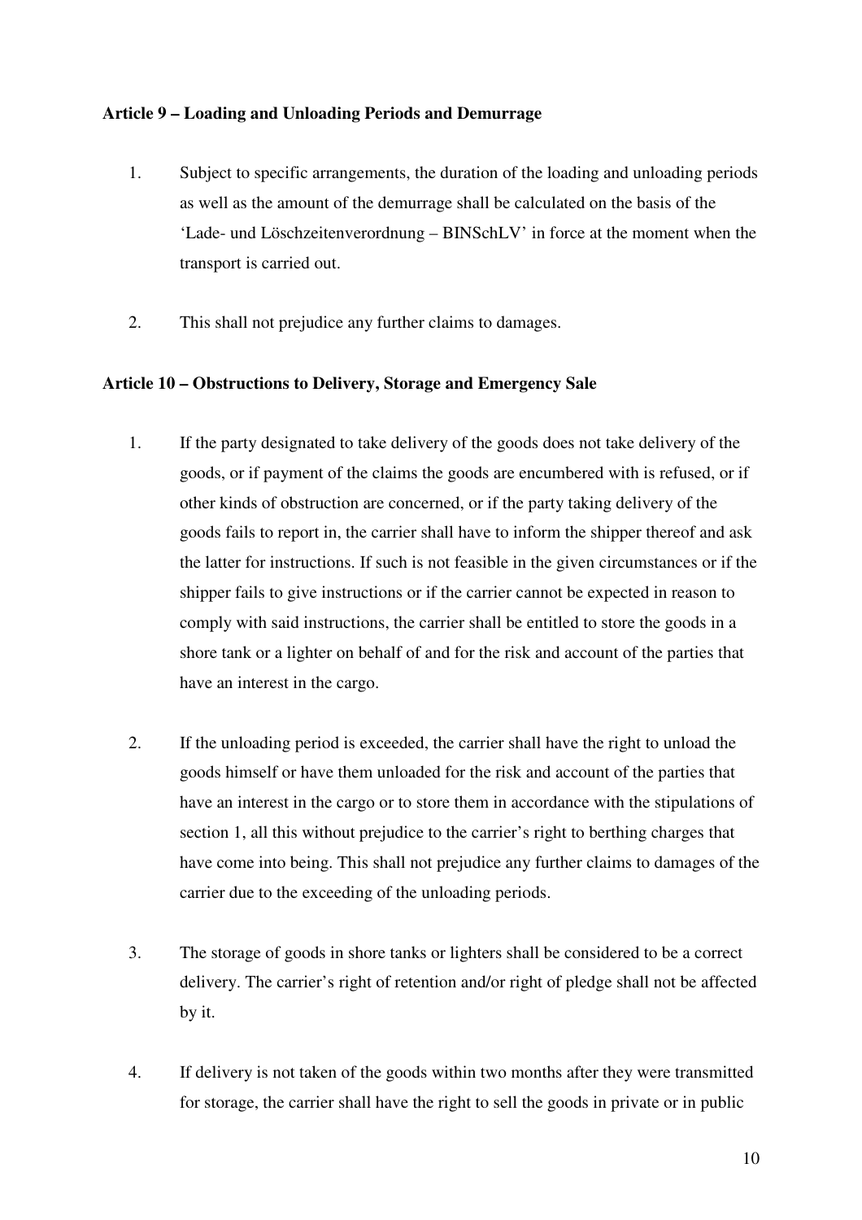**Article 9 – Loading and Unloading Periods and Demurrage**

1. Subject to specific arrangements, the duration of the loading and unloading periods as well as the amount of the demurrage shall be calculated on the basis of the 'Lade- und Löschzeitenverordnung – BINSchLV' in force at the moment when the transport is carried out.

2. This shall not prejudice any further claims to damages.

**Article 10 – Obstructions to Delivery, Storage and Emergency Sale**

1. If the party designated to take delivery of the goods does not take delivery of the goods, or if payment of the claims the goods are encumbered with is refused, or if other kinds of obstruction are concerned, or if the party taking delivery of the goods fails to report in, the carrier shall have to inform the shipper thereof and ask the latter for instructions. If such is not feasible in the given circumstances or if the shipper fails to give instructions or if the carrier cannot be expected in reason to comply with said instructions, the carrier shall be entitled to store the goods in a shore tank or a lighter on behalf of and for the risk and account of the parties that have an interest in the cargo.

2. If the unloading period is exceeded, the carrier shall have the right to unload the goods himself or have them unloaded for the risk and account of the parties that have an interest in the cargo or to store them in accordance with the stipulations of section 1, all this without prejudice to the carrier's right to berthing charges that have come into being. This shall not prejudice any further claims to damages of the carrier due to the exceeding of the unloading periods.

3. The storage of goods in shore tanks or lighters shall be considered to be a correct delivery. The carrier's right of retention and/or right of pledge shall not be affected by it.

4. If delivery is not taken of the goods within two months after they were transmitted for storage, the carrier shall have the right to sell the goods in private or in public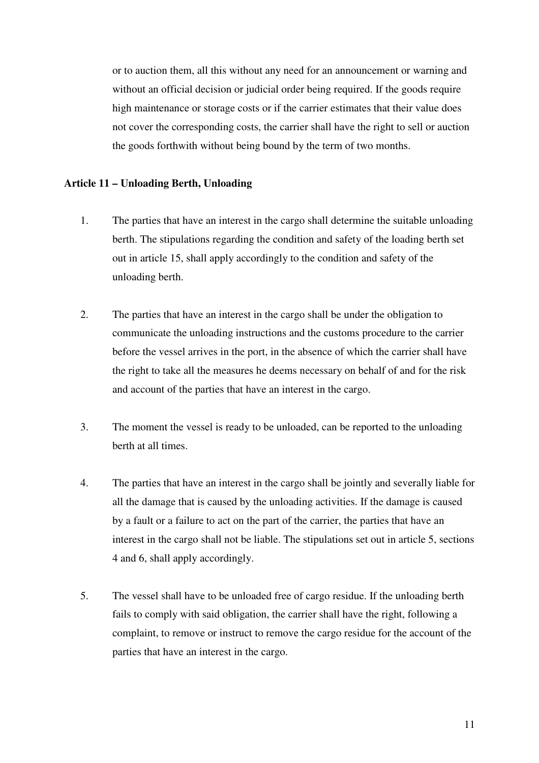or to auction them, all this without any need for an announcement or warning and without an official decision or judicial order being required. If the goods require high maintenance or storage costs or if the carrier estimates that their value does not cover the corresponding costs, the carrier shall have the right to sell or auction the goods forthwith without being bound by the term of two months.

**Article 11 – Unloading Berth, Unloading**

1. The parties that have an interest in the cargo shall determine the suitable unloading berth. The stipulations regarding the condition and safety of the loading berth set out in article 15, shall apply accordingly to the condition and safety of the unloading berth.

2. The parties that have an interest in the cargo shall be under the obligation to communicate the unloading instructions and the customs procedure to the carrier before the vessel arrives in the port, in the absence of which the carrier shall have the right to take all the measures he deems necessary on behalf of and for the risk and account of the parties that have an interest in the cargo.

3. The moment the vessel is ready to be unloaded, can be reported to the unloading berth at all times.

4. The parties that have an interest in the cargo shall be jointly and severally liable for all the damage that is caused by the unloading activities. If the damage is caused by a fault or a failure to act on the part of the carrier, the parties that have an interest in the cargo shall not be liable. The stipulations set out in article 5, sections 4 and 6, shall apply accordingly.

5. The vessel shall have to be unloaded free of cargo residue. If the unloading berth fails to comply with said obligation, the carrier shall have the right, following a complaint, to remove or instruct to remove the cargo residue for the account of the parties that have an interest in the cargo.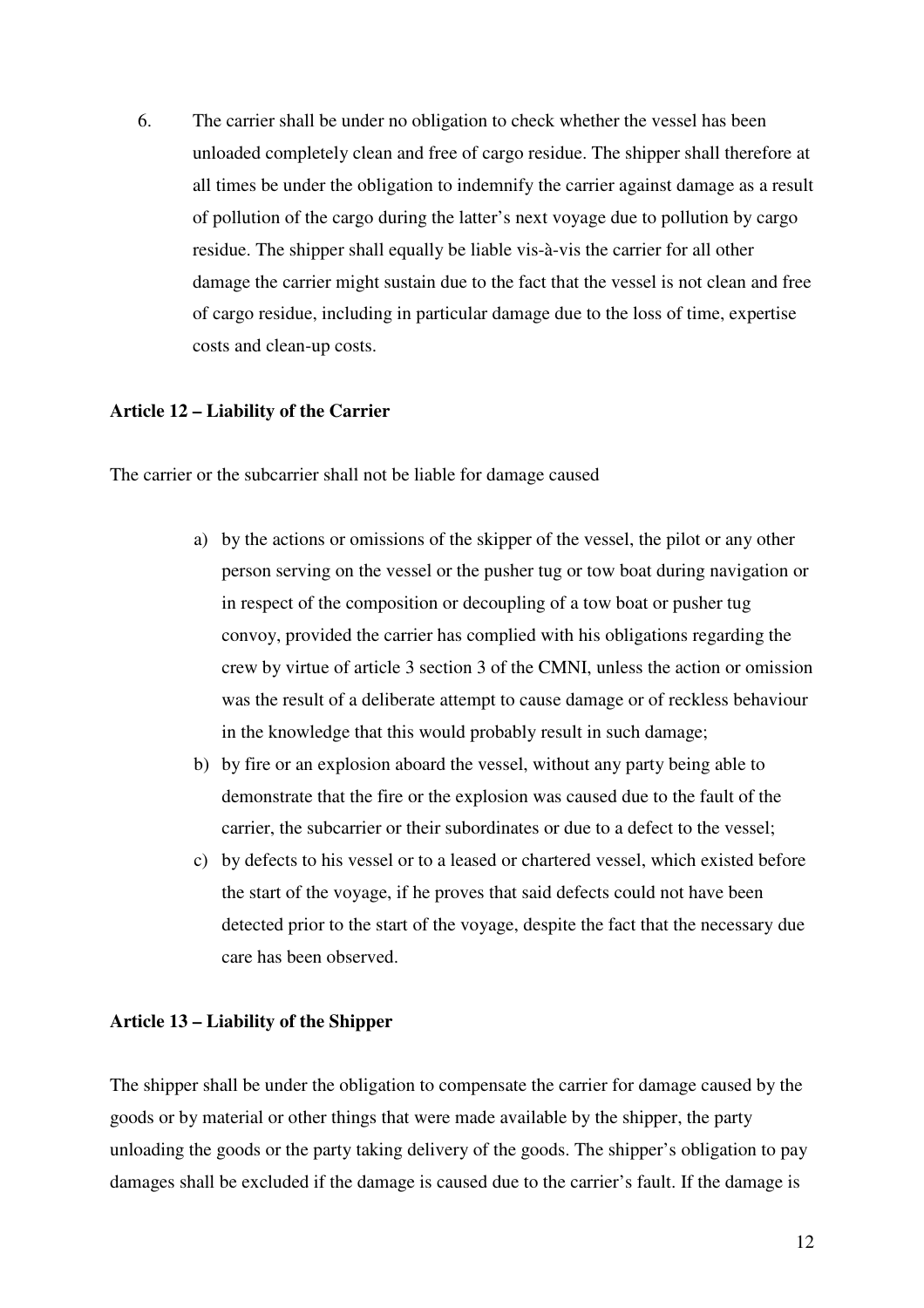6. The carrier shall be under no obligation to check whether the vessel has been unloaded completely clean and free of cargo residue. The shipper shall therefore at all times be under the obligation to indemnify the carrier against damage as a result of pollution of the cargo during the latter's next voyage due to pollution by cargo residue. The shipper shall equally be liable vis-à-vis the carrier for all other damage the carrier might sustain due to the fact that the vessel is not clean and free of cargo residue, including in particular damage due to the loss of time, expertise costs and clean-up costs.

**Article 12 – Liability of the Carrier**

The carrier or the subcarrier shall not be liable for damage caused

a) by the actions or omissions of the skipper of the vessel, the pilot or any other person serving on the vessel or the pusher tug or tow boat during navigation or in respect of the composition or decoupling of a tow boat or pusher tug convoy, provided the carrier has complied with his obligations regarding the crew by virtue of article 3 section 3 of the CMNI, unless the action or omission was the result of a deliberate attempt to cause damage or of reckless behaviour in the knowledge that this would probably result in such damage;
b) by fire or an explosion aboard the vessel, without any party being able to demonstrate that the fire or the explosion was caused due to the fault of the carrier, the subcarrier or their subordinates or due to a defect to the vessel;
c) by defects to his vessel or to a leased or chartered vessel, which existed before the start of the voyage, if he proves that said defects could not have been detected prior to the start of the voyage, despite the fact that the necessary due care has been observed.

**Article 13 – Liability of the Shipper**

The shipper shall be under the obligation to compensate the carrier for damage caused by the goods or by material or other things that were made available by the shipper, the party unloading the goods or the party taking delivery of the goods. The shipper's obligation to pay damages shall be excluded if the damage is caused due to the carrier's fault. If the damage is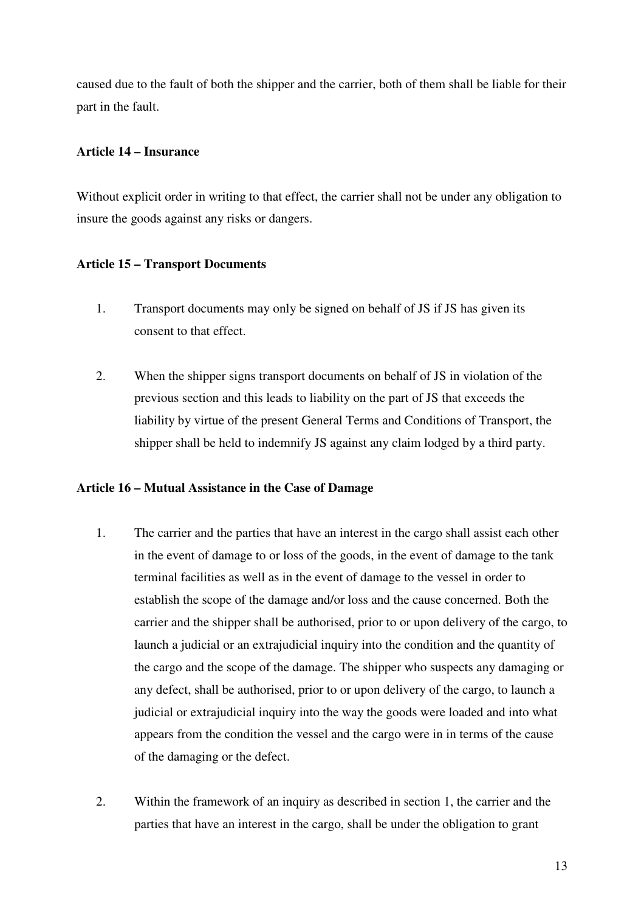caused due to the fault of both the shipper and the carrier, both of them shall be liable for their part in the fault.

**Article 14 – Insurance**

Without explicit order in writing to that effect, the carrier shall not be under any obligation to insure the goods against any risks or dangers.

**Article 15 – Transport Documents**

1. Transport documents may only be signed on behalf of JS if JS has given its consent to that effect.

2. When the shipper signs transport documents on behalf of JS in violation of the previous section and this leads to liability on the part of JS that exceeds the liability by virtue of the present General Terms and Conditions of Transport, the shipper shall be held to indemnify JS against any claim lodged by a third party.

**Article 16 – Mutual Assistance in the Case of Damage**

1. The carrier and the parties that have an interest in the cargo shall assist each other in the event of damage to or loss of the goods, in the event of damage to the tank terminal facilities as well as in the event of damage to the vessel in order to establish the scope of the damage and/or loss and the cause concerned. Both the carrier and the shipper shall be authorised, prior to or upon delivery of the cargo, to launch a judicial or an extrajudicial inquiry into the condition and the quantity of the cargo and the scope of the damage. The shipper who suspects any damaging or any defect, shall be authorised, prior to or upon delivery of the cargo, to launch a judicial or extrajudicial inquiry into the way the goods were loaded and into what appears from the condition the vessel and the cargo were in in terms of the cause of the damaging or the defect.

2. Within the framework of an inquiry as described in section 1, the carrier and the parties that have an interest in the cargo, shall be under the obligation to grant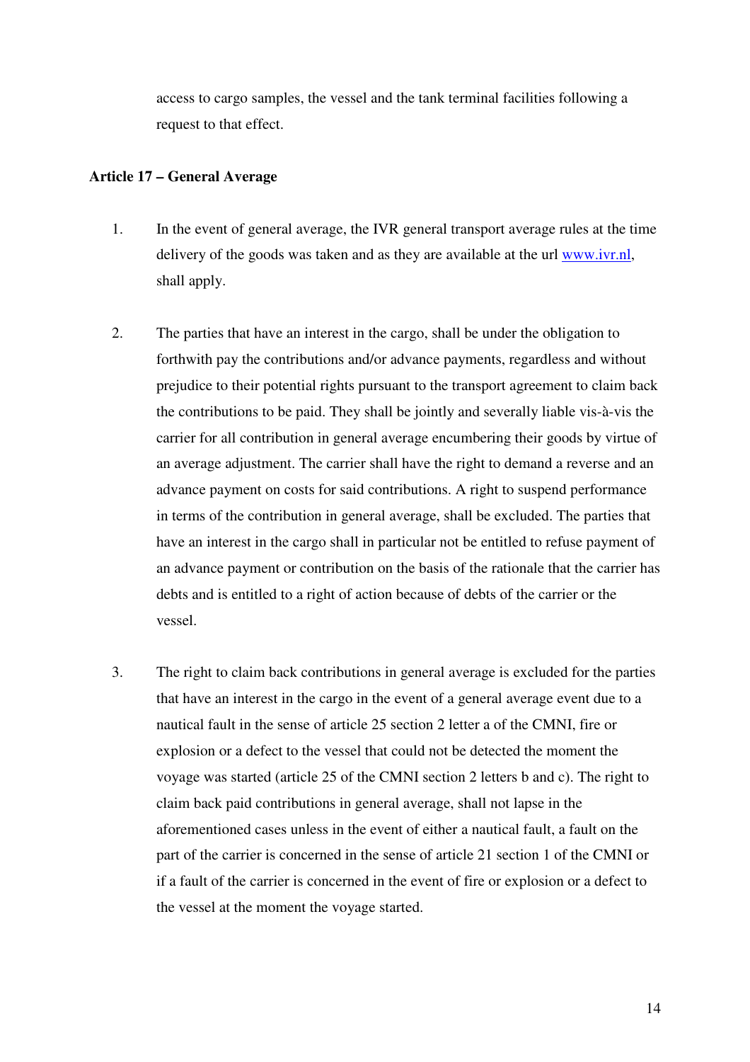access to cargo samples, the vessel and the tank terminal facilities following a request to that effect.

**Article 17 – General Average**

1. In the event of general average, the IVR general transport average rules at the time delivery of the goods was taken and as they are available at the url www.ivr.nl, shall apply.

2. The parties that have an interest in the cargo, shall be under the obligation to forthwith pay the contributions and/or advance payments, regardless and without prejudice to their potential rights pursuant to the transport agreement to claim back the contributions to be paid. They shall be jointly and severally liable vis-à-vis the carrier for all contribution in general average encumbering their goods by virtue of an average adjustment. The carrier shall have the right to demand a reverse and an advance payment on costs for said contributions. A right to suspend performance in terms of the contribution in general average, shall be excluded. The parties that have an interest in the cargo shall in particular not be entitled to refuse payment of an advance payment or contribution on the basis of the rationale that the carrier has debts and is entitled to a right of action because of debts of the carrier or the vessel.

3. The right to claim back contributions in general average is excluded for the parties that have an interest in the cargo in the event of a general average event due to a nautical fault in the sense of article 25 section 2 letter a of the CMNI, fire or explosion or a defect to the vessel that could not be detected the moment the voyage was started (article 25 of the CMNI section 2 letters b and c). The right to claim back paid contributions in general average, shall not lapse in the aforementioned cases unless in the event of either a nautical fault, a fault on the part of the carrier is concerned in the sense of article 21 section 1 of the CMNI or if a fault of the carrier is concerned in the event of fire or explosion or a defect to the vessel at the moment the voyage started.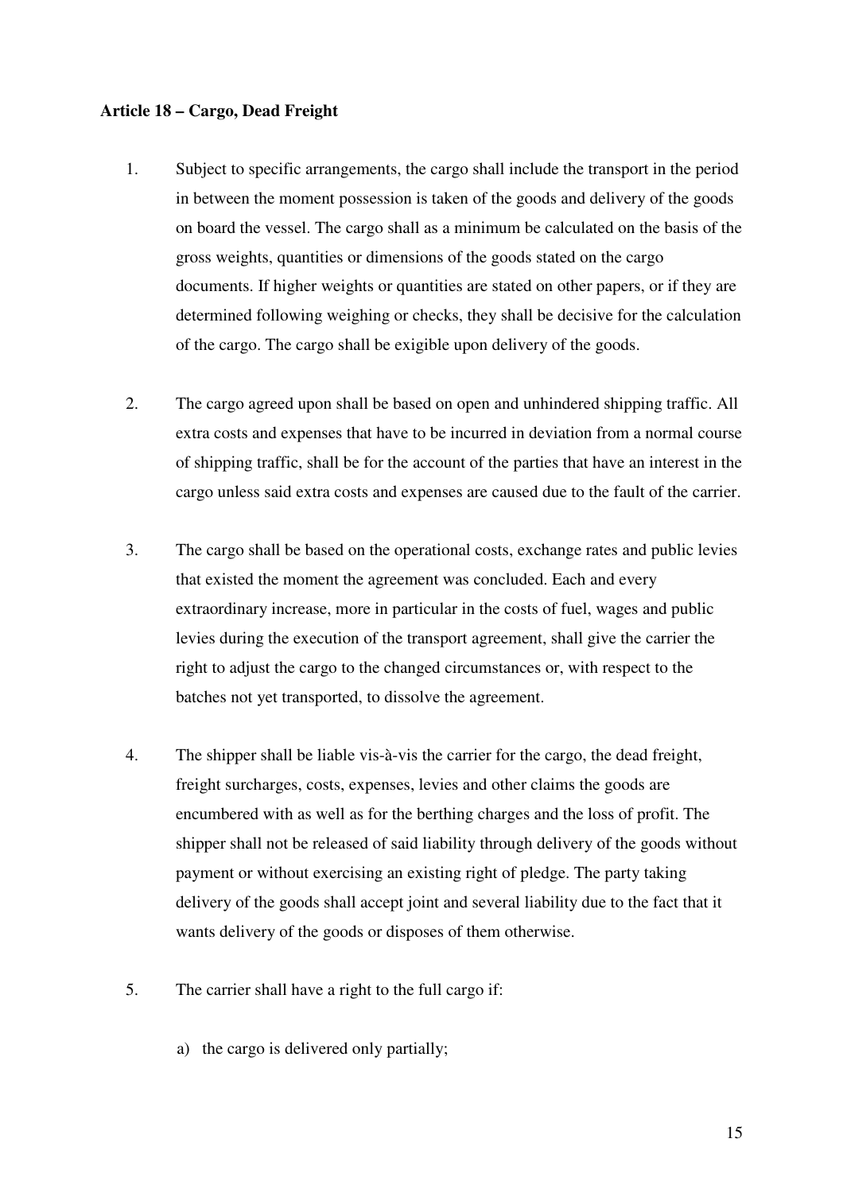**Article 18 – Cargo, Dead Freight**

1. Subject to specific arrangements, the cargo shall include the transport in the period in between the moment possession is taken of the goods and delivery of the goods on board the vessel. The cargo shall as a minimum be calculated on the basis of the gross weights, quantities or dimensions of the goods stated on the cargo documents. If higher weights or quantities are stated on other papers, or if they are determined following weighing or checks, they shall be decisive for the calculation of the cargo. The cargo shall be exigible upon delivery of the goods.

2. The cargo agreed upon shall be based on open and unhindered shipping traffic. All extra costs and expenses that have to be incurred in deviation from a normal course of shipping traffic, shall be for the account of the parties that have an interest in the cargo unless said extra costs and expenses are caused due to the fault of the carrier.

3. The cargo shall be based on the operational costs, exchange rates and public levies that existed the moment the agreement was concluded. Each and every extraordinary increase, more in particular in the costs of fuel, wages and public levies during the execution of the transport agreement, shall give the carrier the right to adjust the cargo to the changed circumstances or, with respect to the batches not yet transported, to dissolve the agreement.

4. The shipper shall be liable vis-à-vis the carrier for the cargo, the dead freight, freight surcharges, costs, expenses, levies and other claims the goods are encumbered with as well as for the berthing charges and the loss of profit. The shipper shall not be released of said liability through delivery of the goods without payment or without exercising an existing right of pledge. The party taking delivery of the goods shall accept joint and several liability due to the fact that it wants delivery of the goods or disposes of them otherwise.

5. The carrier shall have a right to the full cargo if:

   a) the cargo is delivered only partially;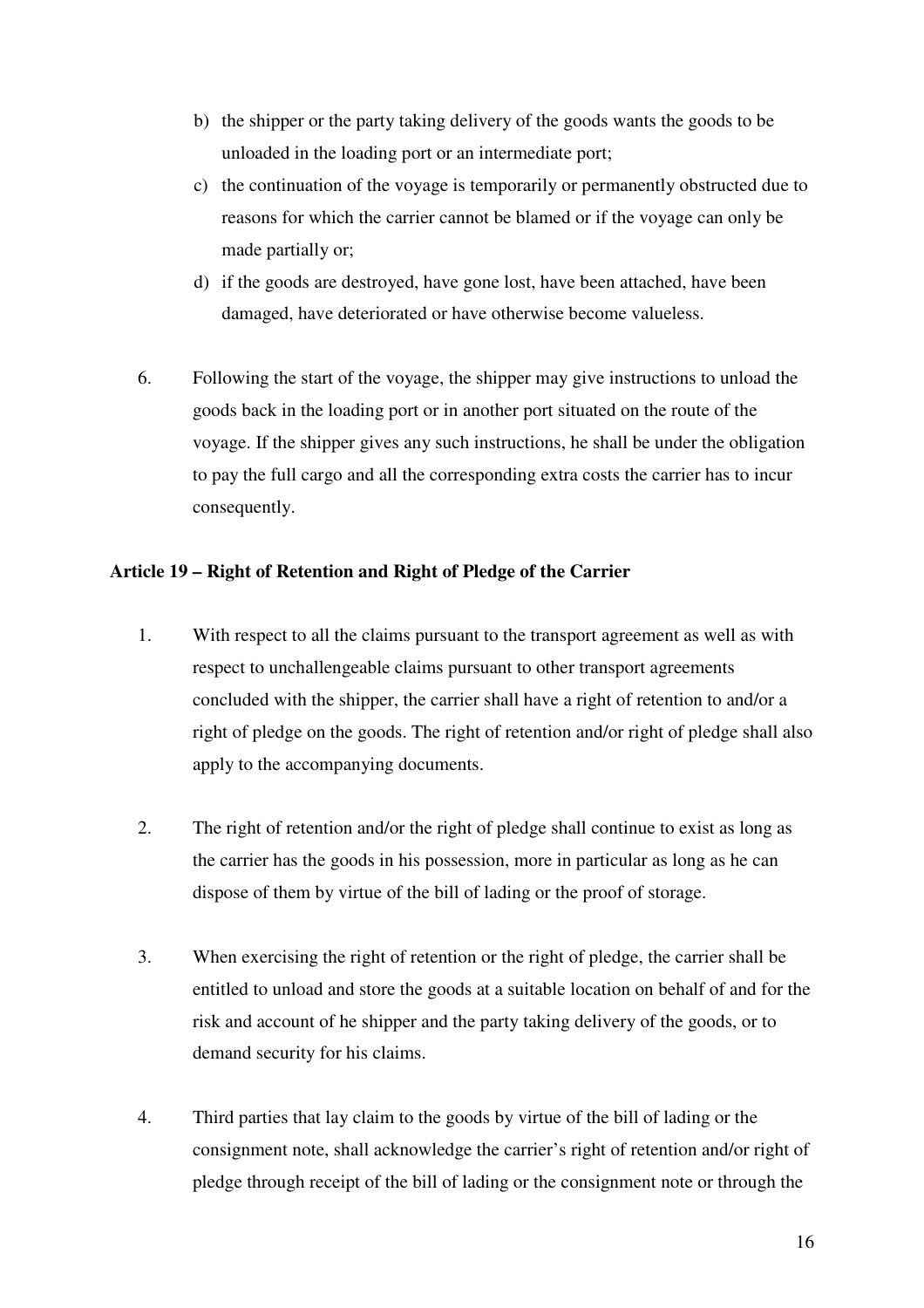b) the shipper or the party taking delivery of the goods wants the goods to be unloaded in the loading port or an intermediate port;

c) the continuation of the voyage is temporarily or permanently obstructed due to reasons for which the carrier cannot be blamed or if the voyage can only be made partially or;

d) if the goods are destroyed, have gone lost, have been attached, have been damaged, have deteriorated or have otherwise become valueless.

6. Following the start of the voyage, the shipper may give instructions to unload the goods back in the loading port or in another port situated on the route of the voyage. If the shipper gives any such instructions, he shall be under the obligation to pay the full cargo and all the corresponding extra costs the carrier has to incur consequently.

**Article 19 – Right of Retention and Right of Pledge of the Carrier**

1. With respect to all the claims pursuant to the transport agreement as well as with respect to unchallengeable claims pursuant to other transport agreements concluded with the shipper, the carrier shall have a right of retention to and/or a right of pledge on the goods. The right of retention and/or right of pledge shall also apply to the accompanying documents.

2. The right of retention and/or the right of pledge shall continue to exist as long as the carrier has the goods in his possession, more in particular as long as he can dispose of them by virtue of the bill of lading or the proof of storage.

3. When exercising the right of retention or the right of pledge, the carrier shall be entitled to unload and store the goods at a suitable location on behalf of and for the risk and account of he shipper and the party taking delivery of the goods, or to demand security for his claims.

4. Third parties that lay claim to the goods by virtue of the bill of lading or the consignment note, shall acknowledge the carrier's right of retention and/or right of pledge through receipt of the bill of lading or the consignment note or through the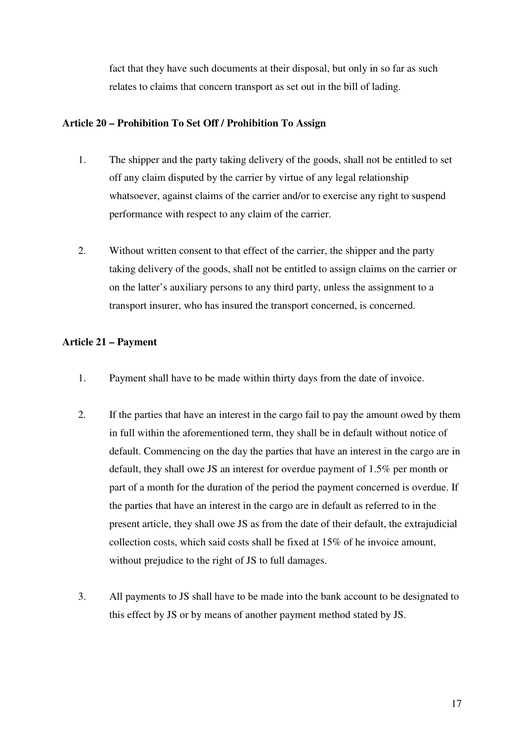fact that they have such documents at their disposal, but only in so far as such relates to claims that concern transport as set out in the bill of lading.

**Article 20 – Prohibition To Set Off / Prohibition To Assign**

1. The shipper and the party taking delivery of the goods, shall not be entitled to set off any claim disputed by the carrier by virtue of any legal relationship whatsoever, against claims of the carrier and/or to exercise any right to suspend performance with respect to any claim of the carrier.

2. Without written consent to that effect of the carrier, the shipper and the party taking delivery of the goods, shall not be entitled to assign claims on the carrier or on the latter's auxiliary persons to any third party, unless the assignment to a transport insurer, who has insured the transport concerned, is concerned.

**Article 21 – Payment**

1. Payment shall have to be made within thirty days from the date of invoice.

2. If the parties that have an interest in the cargo fail to pay the amount owed by them in full within the aforementioned term, they shall be in default without notice of default. Commencing on the day the parties that have an interest in the cargo are in default, they shall owe JS an interest for overdue payment of 1.5% per month or part of a month for the duration of the period the payment concerned is overdue. If the parties that have an interest in the cargo are in default as referred to in the present article, they shall owe JS as from the date of their default, the extrajudicial collection costs, which said costs shall be fixed at 15% of he invoice amount, without prejudice to the right of JS to full damages.

3. All payments to JS shall have to be made into the bank account to be designated to this effect by JS or by means of another payment method stated by JS.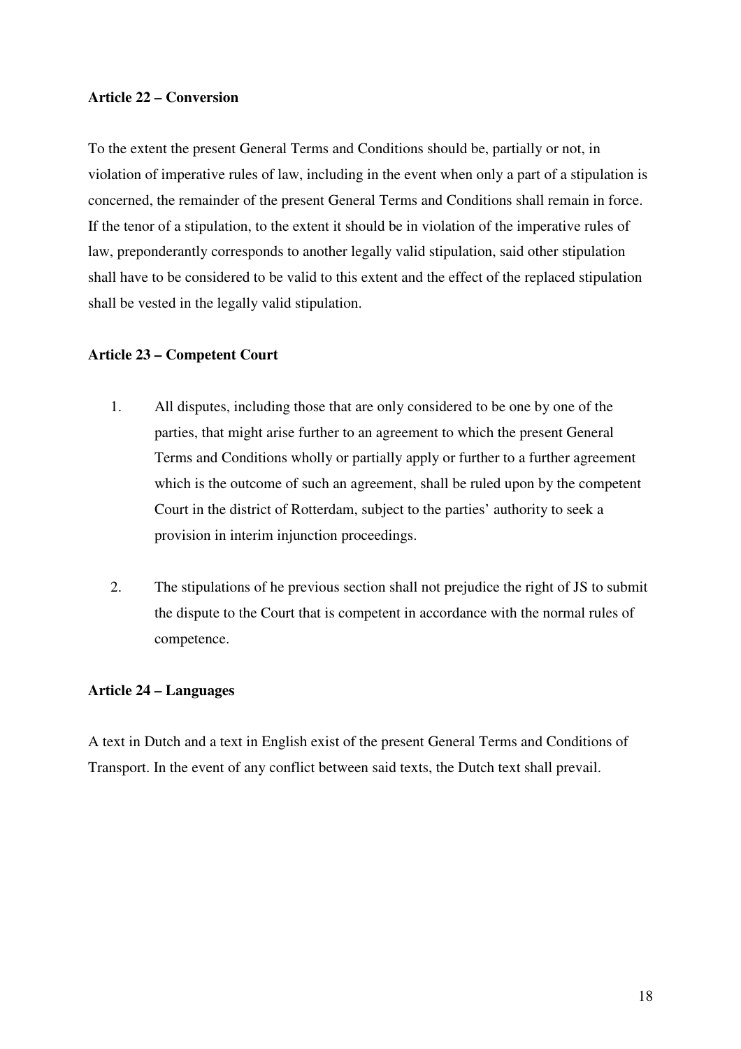**Article 22 – Conversion**

To the extent the present General Terms and Conditions should be, partially or not, in violation of imperative rules of law, including in the event when only a part of a stipulation is concerned, the remainder of the present General Terms and Conditions shall remain in force. If the tenor of a stipulation, to the extent it should be in violation of the imperative rules of law, preponderantly corresponds to another legally valid stipulation, said other stipulation shall have to be considered to be valid to this extent and the effect of the replaced stipulation shall be vested in the legally valid stipulation.

**Article 23 – Competent Court**

1. All disputes, including those that are only considered to be one by one of the parties, that might arise further to an agreement to which the present General Terms and Conditions wholly or partially apply or further to a further agreement which is the outcome of such an agreement, shall be ruled upon by the competent Court in the district of Rotterdam, subject to the parties' authority to seek a provision in interim injunction proceedings.

2. The stipulations of he previous section shall not prejudice the right of JS to submit the dispute to the Court that is competent in accordance with the normal rules of competence.

**Article 24 – Languages**

A text in Dutch and a text in English exist of the present General Terms and Conditions of Transport. In the event of any conflict between said texts, the Dutch text shall prevail.